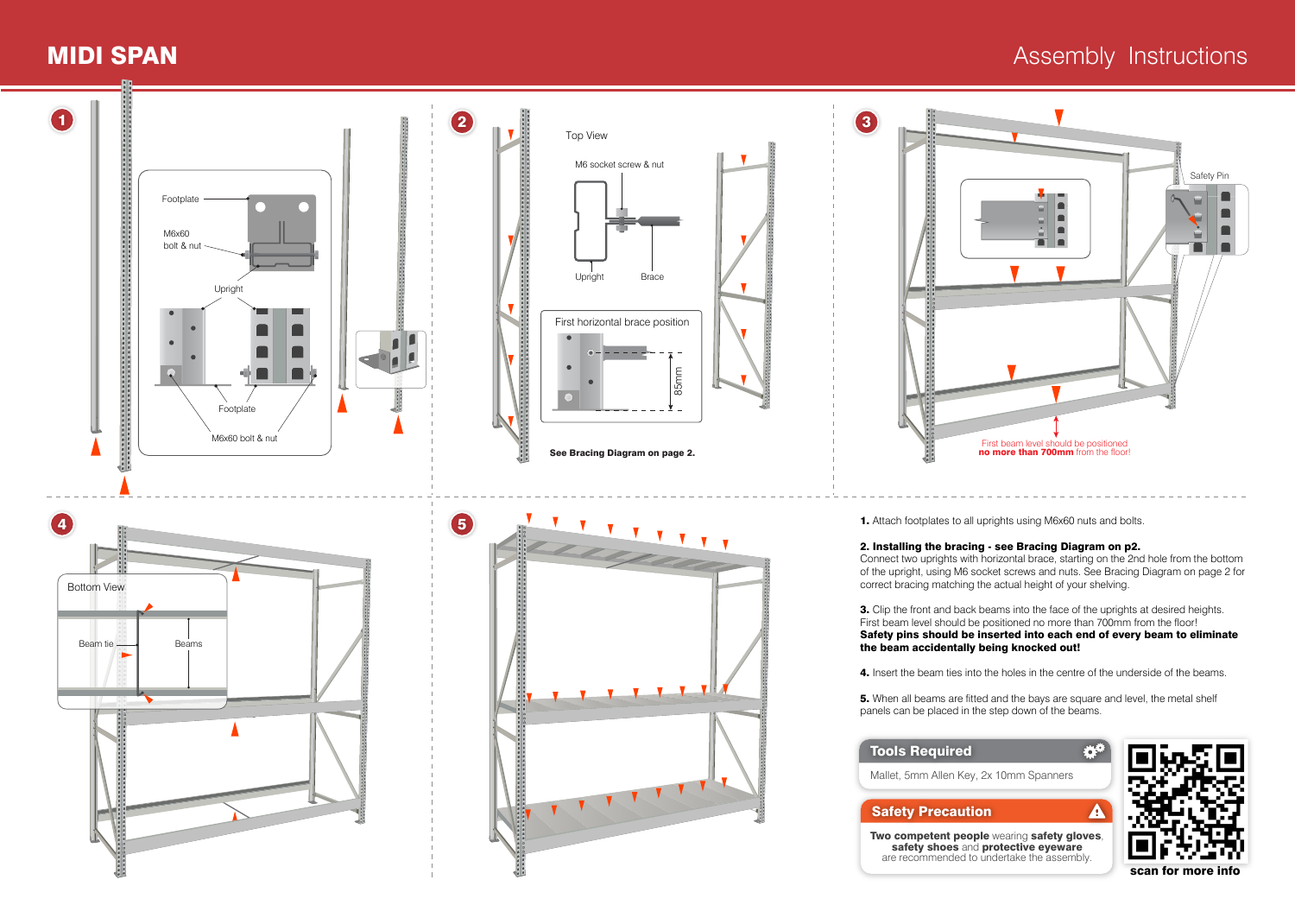# MIDI SPAN

## Assembly Instructions

**1**

Footplate

M6x60 bolt & nut

Upright

Footplate

M6x60 bolt & nut

**2**

Top View

M6 socket screw & nut

Upright

Brace

First horizontal brace position

85mm

**See Bracing Diagram on page 2.**

**3**

Safety Pin

First beam level should be positioned **no more than 700mm** from the floor!

**4**

Bottom View

Beam tie

Beams

**5**

**1.** Attach footplates to all uprights using M6x60 nuts and bolts.

**2. Installing the bracing - see Bracing Diagram on p2.**
Connect two uprights with horizontal brace, starting on the 2nd hole from the bottom of the upright, using M6 socket screws and nuts. See Bracing Diagram on page 2 for correct bracing matching the actual height of your shelving.

**3.** Clip the front and back beams into the face of the uprights at desired heights. First beam level should be positioned no more than 700mm from the floor!
**Safety pins should be inserted into each end of every beam to eliminate the beam accidentally being knocked out!**

**4.** Insert the beam ties into the holes in the centre of the underside of the beams.

**5.** When all beams are fitted and the bays are square and level, the metal shelf panels can be placed in the step down of the beams.

### Tools Required

Mallet, 5mm Allen Key, 2x 10mm Spanners

### Safety Precaution

**Two competent people** wearing **safety gloves**, **safety shoes** and **protective eyeware** are recommended to undertake the assembly.

**scan for more info**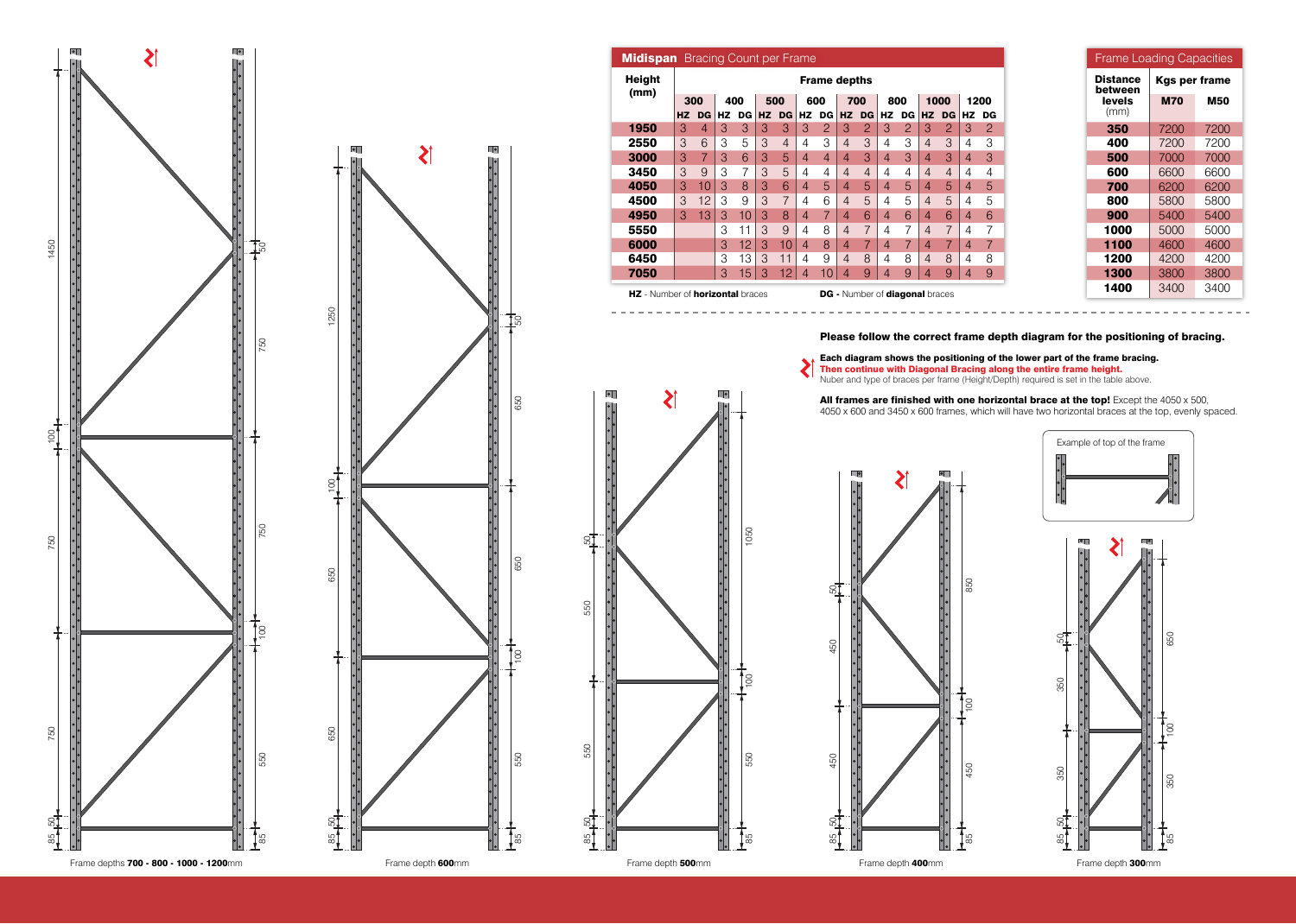## Midispan Bracing Count per Frame

| Height (mm) | Frame depths | | | | | | | | | | | | | | | |
|---|---|---|---|---|---|---|---|---|---|---|---|---|---|---|---|---|
| | 300 | | 400 | | 500 | | 600 | | 700 | | 800 | | 1000 | | 1200 | |
| | HZ | DG | HZ | DG | HZ | DG | HZ | DG | HZ | DG | HZ | DG | HZ | DG | HZ | DG |
| **1950** | 3 | 4 | 3 | 3 | 3 | 3 | 3 | 2 | 3 | 2 | 3 | 2 | 3 | 2 | 3 | 2 |
| **2550** | 3 | 6 | 3 | 5 | 3 | 4 | 4 | 3 | 4 | 3 | 4 | 3 | 4 | 3 | 4 | 3 |
| **3000** | 3 | 7 | 3 | 6 | 3 | 5 | 4 | 4 | 4 | 3 | 4 | 3 | 4 | 3 | 4 | 3 |
| **3450** | 3 | 9 | 3 | 7 | 3 | 5 | 4 | 4 | 4 | 4 | 4 | 4 | 4 | 4 | 4 | 4 |
| **4050** | 3 | 10 | 3 | 8 | 3 | 6 | 4 | 5 | 4 | 5 | 4 | 5 | 4 | 5 | 4 | 5 |
| **4500** | 3 | 12 | 3 | 9 | 3 | 7 | 4 | 6 | 4 | 5 | 4 | 5 | 4 | 5 | 4 | 5 |
| **4950** | 3 | 13 | 3 | 10 | 3 | 8 | 4 | 7 | 4 | 7 | 4 | 6 | 4 | 6 | 4 | 6 |
| **5550** | | | 3 | 11 | 3 | 9 | 4 | 8 | 4 | 7 | 4 | 7 | 4 | 7 | 4 | 7 |
| **6000** | | | 3 | 12 | 3 | 10 | 4 | 8 | 4 | 7 | 4 | 7 | 4 | 7 | 4 | 7 |
| **6450** | | | 3 | 13 | 3 | 11 | 4 | 9 | 4 | 8 | 4 | 8 | 4 | 8 | 4 | 8 |
| **7050** | | | 3 | 15 | 3 | 12 | 4 | 10 | 4 | 9 | 4 | 9 | 4 | 9 | 4 | 9 |

**HZ** - Number of **horizontal** braces    **DG -** Number of **diagonal** braces

## Frame Loading Capacities

| Distance between levels (mm) | Kgs per frame | |
|---|---|---|
| | M70 | M50 |
| **350** | 7200 | 7200 |
| **400** | 7200 | 7200 |
| **500** | 7000 | 7000 |
| **600** | 6600 | 6600 |
| **700** | 6200 | 6200 |
| **800** | 5800 | 5800 |
| **900** | 5400 | 5400 |
| **1000** | 5000 | 5000 |
| **1100** | 4600 | 4600 |
| **1200** | 4200 | 4200 |
| **1300** | 3800 | 3800 |
| **1400** | 3400 | 3400 |

**Please follow the correct frame depth diagram for the positioning of bracing.**

**Each diagram shows the positioning of the lower part of the frame bracing.**
**Then continue with Diagonal Bracing along the entire frame height.**
Nuber and type of braces per frame (Height/Depth) required is set in the table above.

**All frames are finished with one horizontal brace at the top!** Except the 4050 x 500, 4050 x 600 and 3450 x 600 frames, which will have two horizontal braces at the top, evenly spaced.

Example of top of the frame

1450
100
750
750
50
85
50
750
750
100
550
85

Frame depths **700 - 800 - 1000 - 1200**mm

1250
100
650
650
50
85
50
650
650
100
550
85

Frame depth **600**mm

50
550
550
50
85
1050
100
550
85

Frame depth **500**mm

50
450
450
50
85
850
100
450
85

Frame depth **400**mm

50
350
350
50
85
650
100
350
85

Frame depth **300**mm